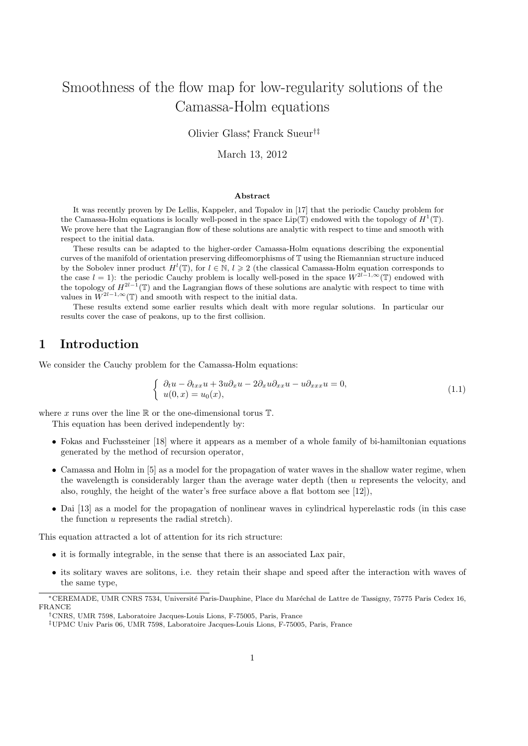# Smoothness of the flow map for low-regularity solutions of the Camassa-Holm equations

Olivier Glass[*], Franck Sueur[†‡]

March 13, 2012

### Abstract

It was recently proven by De Lellis, Kappeler, and Topalov in [17] that the periodic Cauchy problem for the Camassa-Holm equations is locally well-posed in the space $\text{Lip}(\mathbb{T})$ endowed with the topology of $H^1(\mathbb{T})$. We prove here that the Lagrangian flow of these solutions are analytic with respect to time and smooth with respect to the initial data.

These results can be adapted to the higher-order Camassa-Holm equations describing the exponential curves of the manifold of orientation preserving diffeomorphisms of $\mathbb{T}$ using the Riemannian structure induced by the Sobolev inner product $H^l(\mathbb{T})$, for $l \in \mathbb{N}$, $l \geqslant 2$ (the classical Camassa-Holm equation corresponds to the case $l = 1$): the periodic Cauchy problem is locally well-posed in the space $W^{2l-1,\infty}(\mathbb{T})$ endowed with the topology of $H^{2l-1}(\mathbb{T})$ and the Lagrangian flows of these solutions are analytic with respect to time with values in $W^{2l-1,\infty}(\mathbb{T})$ and smooth with respect to the initial data.

These results extend some earlier results which dealt with more regular solutions. In particular our results cover the case of peakons, up to the first collision.

## 1 Introduction

We consider the Cauchy problem for the Camassa-Holm equations:

$$
\begin{cases} \partial_t u - \partial_{txx} u + 3u\partial_x u - 2\partial_x u \partial_{xx} u - u\partial_{xxx} u = 0, \\ u(0,x) = u_0(x), \end{cases} \tag{1.1}
$$

where $x$ runs over the line $\mathbb{R}$ or the one-dimensional torus $\mathbb{T}$.

This equation has been derived independently by:

- Fokas and Fuchssteiner [18] where it appears as a member of a whole family of bi-hamiltonian equations generated by the method of recursion operator,
- Camassa and Holm in [5] as a model for the propagation of water waves in the shallow water regime, when the wavelength is considerably larger than the average water depth (then $u$ represents the velocity, and also, roughly, the height of the water's free surface above a flat bottom see [12]),
- Dai [13] as a model for the propagation of nonlinear waves in cylindrical hyperelastic rods (in this case the function $u$ represents the radial stretch).

This equation attracted a lot of attention for its rich structure:

- it is formally integrable, in the sense that there is an associated Lax pair,
- its solitary waves are solitons, i.e. they retain their shape and speed after the interaction with waves of the same type,

---

[*] CEREMADE, UMR CNRS 7534, Université Paris-Dauphine, Place du Maréchal de Lattre de Tassigny, 75775 Paris Cedex 16, FRANCE

[†] CNRS, UMR 7598, Laboratoire Jacques-Louis Lions, F-75005, Paris, France

[‡] UPMC Univ Paris 06, UMR 7598, Laboratoire Jacques-Louis Lions, F-75005, Paris, France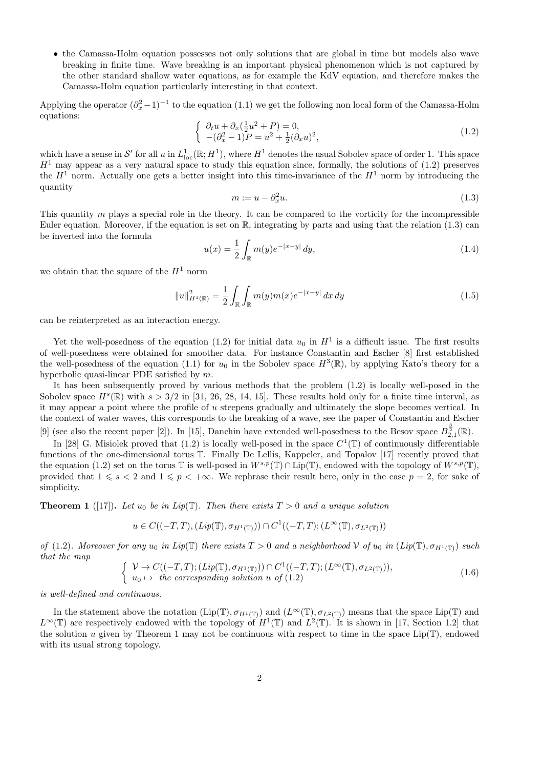- the Camassa-Holm equation possesses not only solutions that are global in time but models also wave breaking in finite time. Wave breaking is an important physical phenomenon which is not captured by the other standard shallow water equations, as for example the KdV equation, and therefore makes the Camassa-Holm equation particularly interesting in that context.

Applying the operator $(\partial_x^2 - 1)^{-1}$ to the equation (1.1) we get the following non local form of the Camassa-Holm equations:

$$\begin{cases} \partial_t u + \partial_x(\frac{1}{2}u^2 + P) = 0, \\ -(\partial_x^2 - 1)P = u^2 + \frac{1}{2}(\partial_x u)^2, \end{cases} \tag{1.2}$$

which have a sense in $\mathcal{S}'$ for all $u$ in $L^1_{\text{loc}}(\mathbb{R}; H^1)$, where $H^1$ denotes the usual Sobolev space of order 1. This space $H^1$ may appear as a very natural space to study this equation since, formally, the solutions of (1.2) preserves the $H^1$ norm. Actually one gets a better insight into this time-invariance of the $H^1$ norm by introducing the quantity

$$m := u - \partial_x^2 u. \tag{1.3}$$

This quantity $m$ plays a special role in the theory. It can be compared to the vorticity for the incompressible Euler equation. Moreover, if the equation is set on $\mathbb{R}$, integrating by parts and using that the relation (1.3) can be inverted into the formula

$$u(x) = \frac{1}{2}\int_{\mathbb{R}} m(y)e^{-|x-y|}\, dy, \tag{1.4}$$

we obtain that the square of the $H^1$ norm

$$\|u\|^2_{H^1(\mathbb{R})} = \frac{1}{2}\int_{\mathbb{R}}\int_{\mathbb{R}} m(y)m(x)e^{-|x-y|}\, dx\, dy \tag{1.5}$$

can be reinterpreted as an interaction energy.

Yet the well-posedness of the equation (1.2) for initial data $u_0$ in $H^1$ is a difficult issue. The first results of well-posedness were obtained for smoother data. For instance Constantin and Escher [8] first established the well-posedness of the equation (1.1) for $u_0$ in the Sobolev space $H^3(\mathbb{R})$, by applying Kato's theory for a hyperbolic quasi-linear PDE satisfied by $m$.

It has been subsequently proved by various methods that the problem (1.2) is locally well-posed in the Sobolev space $H^s(\mathbb{R})$ with $s > 3/2$ in [31, 26, 28, 14, 15]. These results hold only for a finite time interval, as it may appear a point where the profile of $u$ steepens gradually and ultimately the slope becomes vertical. In the context of water waves, this corresponds to the breaking of a wave, see the paper of Constantin and Escher [9] (see also the recent paper [2]). In [15], Danchin have extended well-posedness to the Besov space $B^{\frac{3}{2}}_{2,1}(\mathbb{R})$.

In [28] G. Misiolek proved that (1.2) is locally well-posed in the space $C^1(\mathbb{T})$ of continuously differentiable functions of the one-dimensional torus $\mathbb{T}$. Finally De Lellis, Kappeler, and Topalov [17] recently proved that the equation (1.2) set on the torus $\mathbb{T}$ is well-posed in $W^{s,p}(\mathbb{T}) \cap \text{Lip}(\mathbb{T})$, endowed with the topology of $W^{s,p}(\mathbb{T})$, provided that $1 \leqslant s < 2$ and $1 \leqslant p < +\infty$. We rephrase their result here, only in the case $p = 2$, for sake of simplicity.

**Theorem 1** ([17]). *Let $u_0$ be in $Lip(\mathbb{T})$. Then there exists $T > 0$ and a unique solution*

$$u \in C((-T,T), (Lip(\mathbb{T}), \sigma_{H^1(\mathbb{T})})) \cap C^1((-T,T); (L^\infty(\mathbb{T}), \sigma_{L^2(\mathbb{T})}))$$

*of (1.2). Moreover for any $u_0$ in $Lip(\mathbb{T})$ there exists $T > 0$ and a neighborhood $\mathcal{V}$ of $u_0$ in $(Lip(\mathbb{T}), \sigma_{H^1(\mathbb{T})})$ such that the map*

$$\begin{cases} \mathcal{V} \to C((-T,T); (Lip(\mathbb{T}), \sigma_{H^1(\mathbb{T})})) \cap C^1((-T,T); (L^\infty(\mathbb{T}), \sigma_{L^2(\mathbb{T})})), \\ u_0 \mapsto \text{ the corresponding solution } u \text{ of } (1.2) \end{cases} \tag{1.6}$$

*is well-defined and continuous.*

In the statement above the notation $(\text{Lip}(\mathbb{T}), \sigma_{H^1(\mathbb{T})})$ and $(L^\infty(\mathbb{T}), \sigma_{L^2(\mathbb{T})})$ means that the space $\text{Lip}(\mathbb{T})$ and $L^\infty(\mathbb{T})$ are respectively endowed with the topology of $H^1(\mathbb{T})$ and $L^2(\mathbb{T})$. It is shown in [17, Section 1.2] that the solution $u$ given by Theorem 1 may not be continuous with respect to time in the space $\text{Lip}(\mathbb{T})$, endowed with its usual strong topology.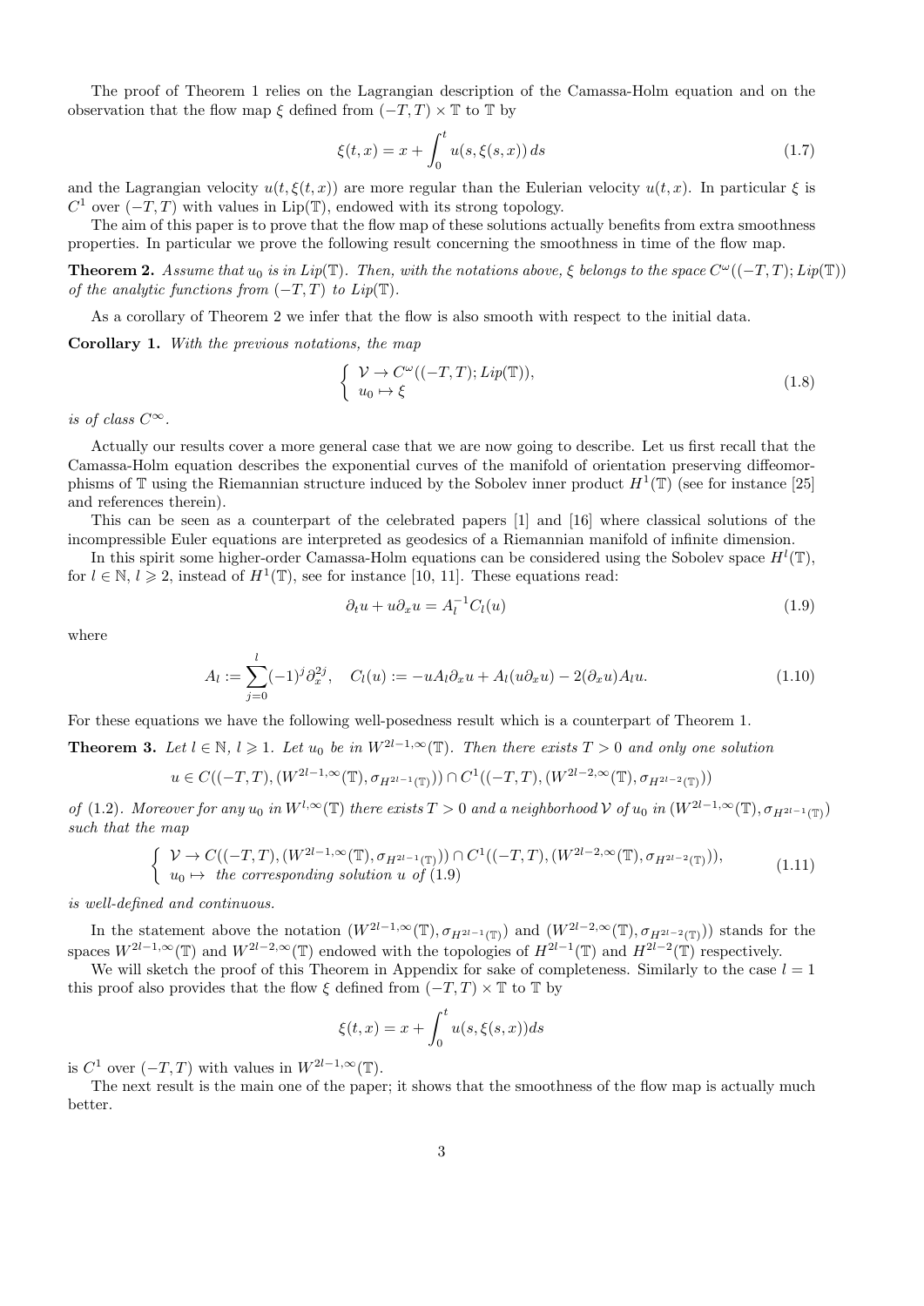The proof of Theorem 1 relies on the Lagrangian description of the Camassa-Holm equation and on the observation that the flow map $\xi$ defined from $(-T,T)\times\mathbb{T}$ to $\mathbb{T}$ by

$$\xi(t,x) = x + \int_0^t u(s,\xi(s,x))\,ds \tag{1.7}$$

and the Lagrangian velocity $u(t,\xi(t,x))$ are more regular than the Eulerian velocity $u(t,x)$. In particular $\xi$ is $C^1$ over $(-T,T)$ with values in $\mathrm{Lip}(\mathbb{T})$, endowed with its strong topology.

The aim of this paper is to prove that the flow map of these solutions actually benefits from extra smoothness properties. In particular we prove the following result concerning the smoothness in time of the flow map.

**Theorem 2.** *Assume that $u_0$ is in $Lip(\mathbb{T})$. Then, with the notations above, $\xi$ belongs to the space $C^\omega((-T,T);Lip(\mathbb{T}))$ of the analytic functions from $(-T,T)$ to $Lip(\mathbb{T})$.*

As a corollary of Theorem 2 we infer that the flow is also smooth with respect to the initial data.

**Corollary 1.** *With the previous notations, the map*

$$\left\{ \begin{array}{l} \mathcal{V} \to C^\omega((-T,T);Lip(\mathbb{T})), \\ u_0 \mapsto \xi \end{array} \right. \tag{1.8}$$

*is of class $C^\infty$.*

Actually our results cover a more general case that we are now going to describe. Let us first recall that the Camassa-Holm equation describes the exponential curves of the manifold of orientation preserving diffeomorphisms of $\mathbb{T}$ using the Riemannian structure induced by the Sobolev inner product $H^1(\mathbb{T})$ (see for instance [25] and references therein).

This can be seen as a counterpart of the celebrated papers [1] and [16] where classical solutions of the incompressible Euler equations are interpreted as geodesics of a Riemannian manifold of infinite dimension.

In this spirit some higher-order Camassa-Holm equations can be considered using the Sobolev space $H^l(\mathbb{T})$, for $l\in\mathbb{N}$, $l\geqslant 2$, instead of $H^1(\mathbb{T})$, see for instance [10, 11]. These equations read:

$$\partial_t u + u\partial_x u = A_l^{-1} C_l(u) \tag{1.9}$$

where

$$A_l := \sum_{j=0}^{l} (-1)^j \partial_x^{2j}, \quad C_l(u) := -uA_l\partial_x u + A_l(u\partial_x u) - 2(\partial_x u)A_l u. \tag{1.10}$$

For these equations we have the following well-posedness result which is a counterpart of Theorem 1.

**Theorem 3.** *Let $l\in\mathbb{N}$, $l\geqslant 1$. Let $u_0$ be in $W^{2l-1,\infty}(\mathbb{T})$. Then there exists $T>0$ and only one solution*

$$u \in C((-T,T),(W^{2l-1,\infty}(\mathbb{T}),\sigma_{H^{2l-1}(\mathbb{T})})) \cap C^1((-T,T),(W^{2l-2,\infty}(\mathbb{T}),\sigma_{H^{2l-2}(\mathbb{T})}))$$

*of (1.2). Moreover for any $u_0$ in $W^{l,\infty}(\mathbb{T})$ there exists $T>0$ and a neighborhood $\mathcal{V}$ of $u_0$ in $(W^{2l-1,\infty}(\mathbb{T}),\sigma_{H^{2l-1}(\mathbb{T})})$ such that the map*

$$\left\{ \begin{array}{l} \mathcal{V} \to C((-T,T),(W^{2l-1,\infty}(\mathbb{T}),\sigma_{H^{2l-1}(\mathbb{T})})) \cap C^1((-T,T),(W^{2l-2,\infty}(\mathbb{T}),\sigma_{H^{2l-2}(\mathbb{T})})), \\ u_0 \mapsto \text{ the corresponding solution } u \text{ of (1.9)} \end{array} \right. \tag{1.11}$$

*is well-defined and continuous.*

In the statement above the notation $(W^{2l-1,\infty}(\mathbb{T}),\sigma_{H^{2l-1}(\mathbb{T})})$ and $(W^{2l-2,\infty}(\mathbb{T}),\sigma_{H^{2l-2}(\mathbb{T})}))$ stands for the spaces $W^{2l-1,\infty}(\mathbb{T})$ and $W^{2l-2,\infty}(\mathbb{T})$ endowed with the topologies of $H^{2l-1}(\mathbb{T})$ and $H^{2l-2}(\mathbb{T})$ respectively.

We will sketch the proof of this Theorem in Appendix for sake of completeness. Similarly to the case $l=1$ this proof also provides that the flow $\xi$ defined from $(-T,T)\times\mathbb{T}$ to $\mathbb{T}$ by

$$\xi(t,x) = x + \int_0^t u(s,\xi(s,x))ds$$

is $C^1$ over $(-T,T)$ with values in $W^{2l-1,\infty}(\mathbb{T})$.

The next result is the main one of the paper; it shows that the smoothness of the flow map is actually much better.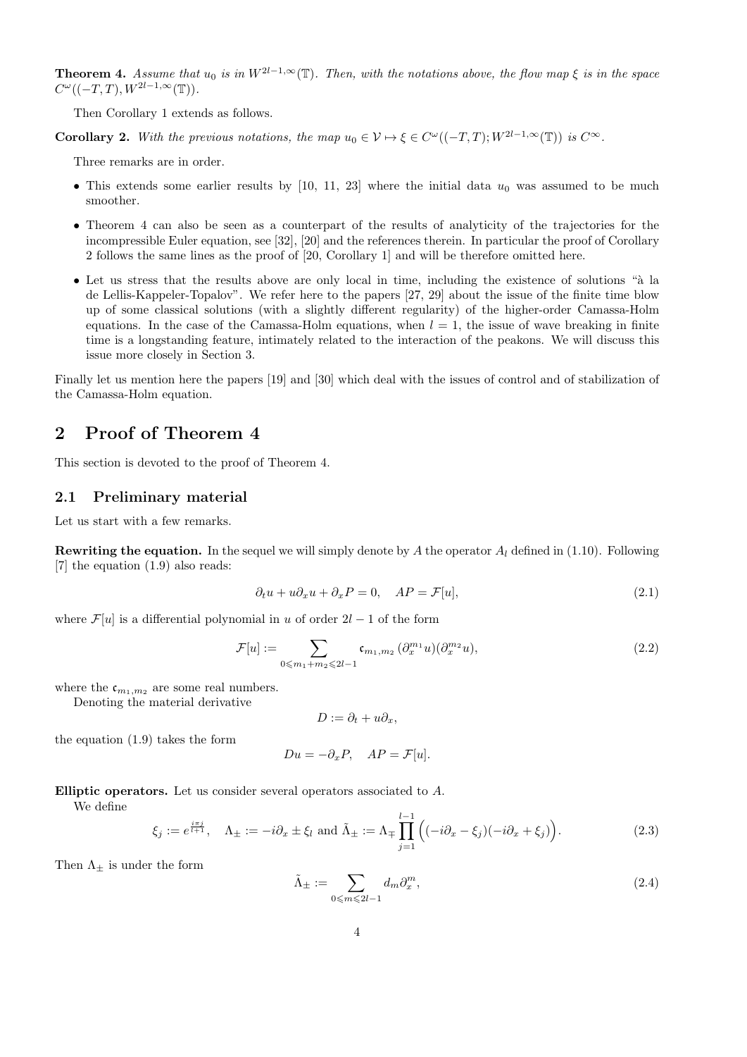**Theorem 4.** *Assume that $u_0$ is in $W^{2l-1,\infty}(\mathbb{T})$. Then, with the notations above, the flow map $\xi$ is in the space $C^\omega((-T,T), W^{2l-1,\infty}(\mathbb{T}))$.*

Then Corollary 1 extends as follows.

**Corollary 2.** *With the previous notations, the map $u_0 \in \mathcal{V} \mapsto \xi \in C^\omega((-T,T); W^{2l-1,\infty}(\mathbb{T}))$ is $C^\infty$.*

Three remarks are in order.

- This extends some earlier results by [10, 11, 23] where the initial data $u_0$ was assumed to be much smoother.
- Theorem 4 can also be seen as a counterpart of the results of analyticity of the trajectories for the incompressible Euler equation, see [32], [20] and the references therein. In particular the proof of Corollary 2 follows the same lines as the proof of [20, Corollary 1] and will be therefore omitted here.
- Let us stress that the results above are only local in time, including the existence of solutions "à la de Lellis-Kappeler-Topalov". We refer here to the papers [27, 29] about the issue of the finite time blow up of some classical solutions (with a slightly different regularity) of the higher-order Camassa-Holm equations. In the case of the Camassa-Holm equations, when $l = 1$, the issue of wave breaking in finite time is a longstanding feature, intimately related to the interaction of the peakons. We will discuss this issue more closely in Section 3.

Finally let us mention here the papers [19] and [30] which deal with the issues of control and of stabilization of the Camassa-Holm equation.

## 2 Proof of Theorem 4

This section is devoted to the proof of Theorem 4.

### 2.1 Preliminary material

Let us start with a few remarks.

**Rewriting the equation.** In the sequel we will simply denote by $A$ the operator $A_l$ defined in (1.10). Following [7] the equation (1.9) also reads:

$$\partial_t u + u\partial_x u + \partial_x P = 0, \quad AP = \mathcal{F}[u], \tag{2.1}$$

where $\mathcal{F}[u]$ is a differential polynomial in $u$ of order $2l-1$ of the form

$$\mathcal{F}[u] := \sum_{0 \leqslant m_1 + m_2 \leqslant 2l-1} \mathfrak{c}_{m_1,m_2}\, (\partial_x^{m_1} u)(\partial_x^{m_2} u), \tag{2.2}$$

where the $\mathfrak{c}_{m_1,m_2}$ are some real numbers.

Denoting the material derivative

$$D := \partial_t + u\partial_x,$$

the equation (1.9) takes the form

$$Du = -\partial_x P, \quad AP = \mathcal{F}[u].$$

**Elliptic operators.** Let us consider several operators associated to $A$.

We define

$$\xi_j := e^{\frac{i\pi j}{l+1}}, \quad \Lambda_\pm := -i\partial_x \pm \xi_l \text{ and } \tilde{\Lambda}_\pm := \Lambda_\mp \prod_{j=1}^{l-1} \Big( (-i\partial_x - \xi_j)(-i\partial_x + \xi_j) \Big). \tag{2.3}$$

Then $\Lambda_\pm$ is under the form

$$\tilde{\Lambda}_\pm := \sum_{0 \leqslant m \leqslant 2l-1} d_m \partial_x^m, \tag{2.4}$$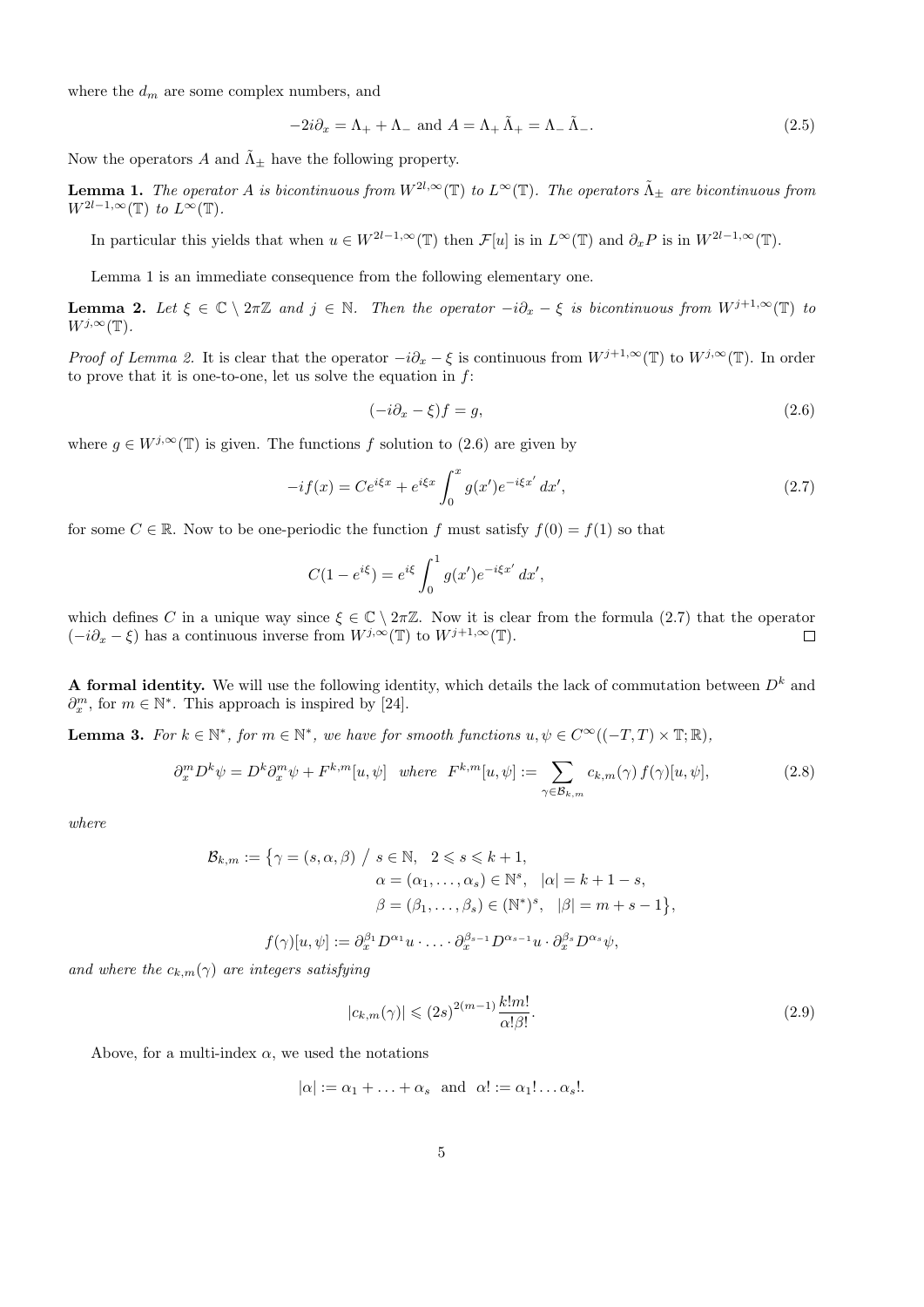where the $d_m$ are some complex numbers, and

$$-2i\partial_x = \Lambda_+ + \Lambda_- \text{ and } A = \Lambda_+ \tilde{\Lambda}_+ = \Lambda_- \tilde{\Lambda}_-. \tag{2.5}$$

Now the operators $A$ and $\tilde{\Lambda}_\pm$ have the following property.

**Lemma 1.** *The operator $A$ is bicontinuous from $W^{2l,\infty}(\mathbb{T})$ to $L^\infty(\mathbb{T})$. The operators $\tilde{\Lambda}_\pm$ are bicontinuous from $W^{2l-1,\infty}(\mathbb{T})$ to $L^\infty(\mathbb{T})$.*

In particular this yields that when $u \in W^{2l-1,\infty}(\mathbb{T})$ then $\mathcal{F}[u]$ is in $L^\infty(\mathbb{T})$ and $\partial_x P$ is in $W^{2l-1,\infty}(\mathbb{T})$.

Lemma 1 is an immediate consequence from the following elementary one.

**Lemma 2.** *Let $\xi \in \mathbb{C} \setminus 2\pi\mathbb{Z}$ and $j \in \mathbb{N}$. Then the operator $-i\partial_x - \xi$ is bicontinuous from $W^{j+1,\infty}(\mathbb{T})$ to $W^{j,\infty}(\mathbb{T})$.*

*Proof of Lemma 2.* It is clear that the operator $-i\partial_x - \xi$ is continuous from $W^{j+1,\infty}(\mathbb{T})$ to $W^{j,\infty}(\mathbb{T})$. In order to prove that it is one-to-one, let us solve the equation in $f$:

$$(-i\partial_x - \xi)f = g, \tag{2.6}$$

where $g \in W^{j,\infty}(\mathbb{T})$ is given. The functions $f$ solution to (2.6) are given by

$$-if(x) = Ce^{i\xi x} + e^{i\xi x} \int_0^x g(x')e^{-i\xi x'}\, dx', \tag{2.7}$$

for some $C \in \mathbb{R}$. Now to be one-periodic the function $f$ must satisfy $f(0) = f(1)$ so that

$$C(1 - e^{i\xi}) = e^{i\xi} \int_0^1 g(x')e^{-i\xi x'}\, dx',$$

which defines $C$ in a unique way since $\xi \in \mathbb{C} \setminus 2\pi\mathbb{Z}$. Now it is clear from the formula (2.7) that the operator $(-i\partial_x - \xi)$ has a continuous inverse from $W^{j,\infty}(\mathbb{T})$ to $W^{j+1,\infty}(\mathbb{T})$. $\square$

**A formal identity.** We will use the following identity, which details the lack of commutation between $D^k$ and $\partial_x^m$, for $m \in \mathbb{N}^*$. This approach is inspired by [24].

**Lemma 3.** *For $k \in \mathbb{N}^*$, for $m \in \mathbb{N}^*$, we have for smooth functions $u, \psi \in C^\infty((-T,T) \times \mathbb{T}; \mathbb{R})$,*

$$\partial_x^m D^k \psi = D^k \partial_x^m \psi + F^{k,m}[u,\psi] \quad \text{where} \quad F^{k,m}[u,\psi] := \sum_{\gamma \in \mathcal{B}_{k,m}} c_{k,m}(\gamma)\, f(\gamma)[u,\psi], \tag{2.8}$$

*where*

$$\begin{aligned}
\mathcal{B}_{k,m} := \big\{ \gamma = (s,\alpha,\beta) \ / \ & s \in \mathbb{N}, \quad 2 \leqslant s \leqslant k+1, \\
& \alpha = (\alpha_1, \ldots, \alpha_s) \in \mathbb{N}^s, \quad |\alpha| = k+1-s, \\
& \beta = (\beta_1, \ldots, \beta_s) \in (\mathbb{N}^*)^s, \quad |\beta| = m+s-1 \big\},
\end{aligned}$$

$$f(\gamma)[u,\psi] := \partial_x^{\beta_1} D^{\alpha_1} u \cdot \ldots \cdot \partial_x^{\beta_{s-1}} D^{\alpha_{s-1}} u \cdot \partial_x^{\beta_s} D^{\alpha_s} \psi,$$

*and where the $c_{k,m}(\gamma)$ are integers satisfying*

$$|c_{k,m}(\gamma)| \leqslant (2s)^{2(m-1)} \frac{k!m!}{\alpha!\beta!}. \tag{2.9}$$

Above, for a multi-index $\alpha$, we used the notations

$$|\alpha| := \alpha_1 + \ldots + \alpha_s \text{ and } \alpha! := \alpha_1! \ldots \alpha_s!.$$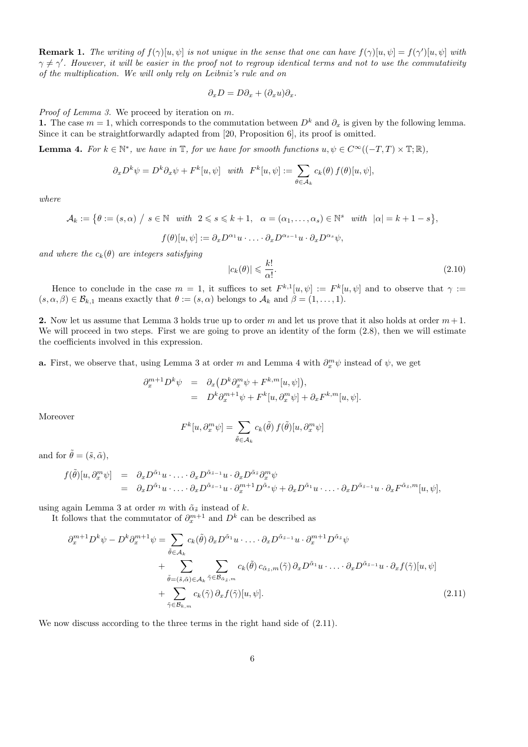**Remark 1.** *The writing of $f(\gamma)[u,\psi]$ is not unique in the sense that one can have $f(\gamma)[u,\psi] = f(\gamma')[u,\psi]$ with $\gamma \neq \gamma'$. However, it will be easier in the proof not to regroup identical terms and not to use the commutativity of the multiplication. We will only rely on Leibniz's rule and on*

$$\partial_x D = D\partial_x + (\partial_x u)\partial_x.$$

*Proof of Lemma 3.* We proceed by iteration on $m$.

**1.** The case $m = 1$, which corresponds to the commutation between $D^k$ and $\partial_x$ is given by the following lemma. Since it can be straightforwardly adapted from [20, Proposition 6], its proof is omitted.

**Lemma 4.** *For $k \in \mathbb{N}^*$, we have in $\mathbb{T}$, for we have for smooth functions $u, \psi \in C^\infty((-T,T) \times \mathbb{T}; \mathbb{R})$,*

$$\partial_x D^k \psi = D^k \partial_x \psi + F^k[u,\psi] \quad \text{with} \quad F^k[u,\psi] := \sum_{\theta \in \mathcal{A}_k} c_k(\theta)\, f(\theta)[u,\psi],$$

*where*

$$\mathcal{A}_k := \big\{ \theta := (s,\alpha) \ / \ s \in \mathbb{N} \quad \text{with} \quad 2 \leqslant s \leqslant k+1, \quad \alpha = (\alpha_1, \ldots, \alpha_s) \in \mathbb{N}^s \quad \text{with} \quad |\alpha| = k+1-s \big\},$$

$$f(\theta)[u,\psi] := \partial_x D^{\alpha_1} u \cdot \ldots \cdot \partial_x D^{\alpha_{s-1}} u \cdot \partial_x D^{\alpha_s} \psi,$$

*and where the $c_k(\theta)$ are integers satisfying*

$$|c_k(\theta)| \leqslant \frac{k!}{\alpha!}. \tag{2.10}$$

Hence to conclude in the case $m = 1$, it suffices to set $F^{k,1}[u,\psi] := F^k[u,\psi]$ and to observe that $\gamma := (s,\alpha,\beta) \in \mathcal{B}_{k,1}$ means exactly that $\theta := (s,\alpha)$ belongs to $\mathcal{A}_k$ and $\beta = (1, \ldots, 1)$.

**2.** Now let us assume that Lemma 3 holds true up to order $m$ and let us prove that it also holds at order $m+1$. We will proceed in two steps. First we are going to prove an identity of the form (2.8), then we will estimate the coefficients involved in this expression.

**a.** First, we observe that, using Lemma 3 at order $m$ and Lemma 4 with $\partial_x^m \psi$ instead of $\psi$, we get

$$\begin{aligned}
\partial_x^{m+1} D^k \psi &= \partial_x \big( D^k \partial_x^m \psi + F^{k,m}[u,\psi] \big), \\
&= D^k \partial_x^{m+1} \psi + F^k[u, \partial_x^m \psi] + \partial_x F^{k,m}[u,\psi].
\end{aligned}$$

Moreover

$$F^k[u, \partial_x^m \psi] = \sum_{\tilde{\theta} \in \mathcal{A}_k} c_k(\tilde{\theta})\, f(\tilde{\theta})[u, \partial_x^m \psi]$$

and for $\tilde{\theta} = (\tilde{s}, \tilde{\alpha})$,

$$\begin{aligned}
f(\tilde{\theta})[u, \partial_x^m \psi] &= \partial_x D^{\tilde{\alpha}_1} u \cdot \ldots \cdot \partial_x D^{\tilde{\alpha}_{\tilde{s}-1}} u \cdot \partial_x D^{\tilde{\alpha}_{\tilde{s}}} \partial_x^m \psi \\
&= \partial_x D^{\tilde{\alpha}_1} u \cdot \ldots \cdot \partial_x D^{\tilde{\alpha}_{\tilde{s}-1}} u \cdot \partial_x^{m+1} D^{\tilde{\alpha}_s} \psi + \partial_x D^{\tilde{\alpha}_1} u \cdot \ldots \cdot \partial_x D^{\tilde{\alpha}_{\tilde{s}-1}} u \cdot \partial_x F^{\tilde{\alpha}_{\tilde{s}}, m}[u,\psi],
\end{aligned}$$

using again Lemma 3 at order $m$ with $\tilde{\alpha}_{\tilde{s}}$ instead of $k$.

It follows that the commutator of $\partial_x^{m+1}$ and $D^k$ can be described as

$$\begin{aligned}
\partial_x^{m+1} D^k \psi - D^k \partial_x^{m+1} \psi = &\sum_{\tilde{\theta} \in \mathcal{A}_k} c_k(\tilde{\theta})\, \partial_x D^{\tilde{\alpha}_1} u \cdot \ldots \cdot \partial_x D^{\tilde{\alpha}_{\tilde{s}-1}} u \cdot \partial_x^{m+1} D^{\tilde{\alpha}_{\tilde{s}}} \psi \\
&+ \sum_{\tilde{\theta} = (\tilde{s}, \tilde{\alpha}) \in \mathcal{A}_k} \ \sum_{\tilde{\gamma} \in \mathcal{B}_{\tilde{\alpha}_{\tilde{s}}, m}} c_k(\tilde{\theta})\, c_{\tilde{\alpha}_{\tilde{s}}, m}(\tilde{\gamma})\, \partial_x D^{\tilde{\alpha}_1} u \cdot \ldots \cdot \partial_x D^{\tilde{\alpha}_{\tilde{s}-1}} u \cdot \partial_x f(\tilde{\gamma})[u,\psi] \\
&+ \sum_{\tilde{\gamma} \in \mathcal{B}_{k,m}} c_k(\tilde{\gamma})\, \partial_x f(\tilde{\gamma})[u,\psi].
\end{aligned} \tag{2.11}$$

We now discuss according to the three terms in the right hand side of (2.11).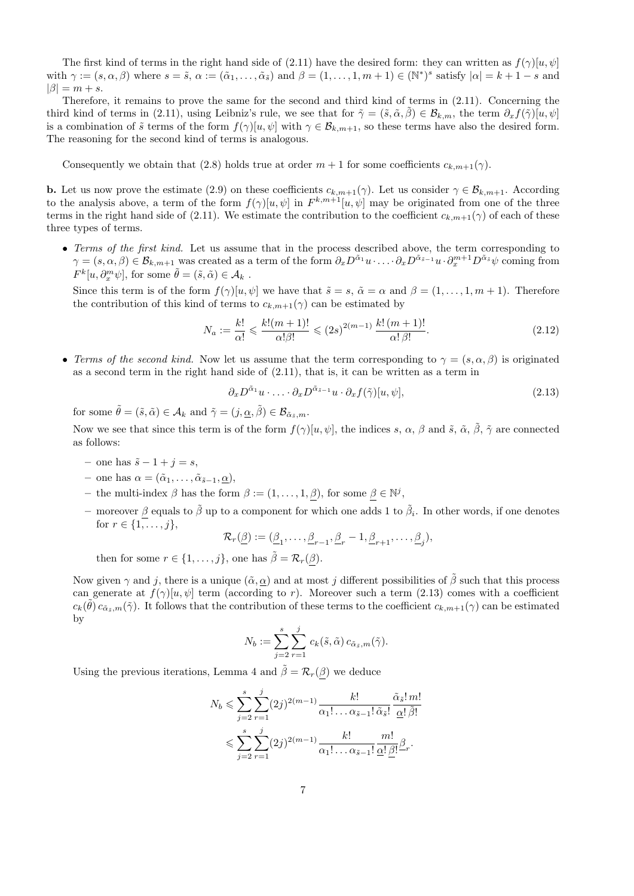The first kind of terms in the right hand side of (2.11) have the desired form: they can written as $f(\gamma)[u,\psi]$ with $\gamma := (s,\alpha,\beta)$ where $s = \tilde{s}$, $\alpha := (\tilde{\alpha}_1, \ldots, \tilde{\alpha}_{\tilde{s}})$ and $\beta = (1, \ldots, 1, m+1) \in (\mathbb{N}^*)^s$ satisfy $|\alpha| = k+1-s$ and $|\beta| = m+s$.

Therefore, it remains to prove the same for the second and third kind of terms in (2.11). Concerning the third kind of terms in (2.11), using Leibniz's rule, we see that for $\tilde{\gamma} = (\tilde{s}, \tilde{\alpha}, \tilde{\beta}) \in \mathcal{B}_{k,m}$, the term $\partial_x f(\tilde{\gamma})[u,\psi]$ is a combination of $\tilde{s}$ terms of the form $f(\gamma)[u,\psi]$ with $\gamma \in \mathcal{B}_{k,m+1}$, so these terms have also the desired form. The reasoning for the second kind of terms is analogous.

Consequently we obtain that (2.8) holds true at order $m+1$ for some coefficients $c_{k,m+1}(\gamma)$.

**b.** Let us now prove the estimate (2.9) on these coefficients $c_{k,m+1}(\gamma)$. Let us consider $\gamma \in \mathcal{B}_{k,m+1}$. According to the analysis above, a term of the form $f(\gamma)[u,\psi]$ in $F^{k,m+1}[u,\psi]$ may be originated from one of the three terms in the right hand side of (2.11). We estimate the contribution to the coefficient $c_{k,m+1}(\gamma)$ of each of these three types of terms.

- *Terms of the first kind.* Let us assume that in the process described above, the term corresponding to $\gamma = (s,\alpha,\beta) \in \mathcal{B}_{k,m+1}$ was created as a term of the form $\partial_x D^{\tilde{\alpha}_1} u \cdot \ldots \cdot \partial_x D^{\tilde{\alpha}_{\tilde{s}-1}} u \cdot \partial_x^{m+1} D^{\tilde{\alpha}_{\tilde{s}}} \psi$ coming from $F^k[u, \partial_x^m \psi]$, for some $\tilde{\theta} = (\tilde{s}, \tilde{\alpha}) \in \mathcal{A}_k$ .

  Since this term is of the form $f(\gamma)[u,\psi]$ we have that $\tilde{s} = s$, $\tilde{\alpha} = \alpha$ and $\beta = (1, \ldots, 1, m+1)$. Therefore the contribution of this kind of terms to $c_{k,m+1}(\gamma)$ can be estimated by

$$N_a := \frac{k!}{\alpha!} \leqslant \frac{k!(m+1)!}{\alpha!\beta!} \leqslant (2s)^{2(m-1)} \, \frac{k! \, (m+1)!}{\alpha! \, \beta!}. \tag{2.12}$$

- *Terms of the second kind.* Now let us assume that the term corresponding to $\gamma = (s,\alpha,\beta)$ is originated as a second term in the right hand side of (2.11), that is, it can be written as a term in

$$\partial_x D^{\tilde{\alpha}_1} u \cdot \ldots \cdot \partial_x D^{\tilde{\alpha}_{\tilde{s}-1}} u \cdot \partial_x f(\tilde{\gamma})[u,\psi], \tag{2.13}$$

  for some $\tilde{\theta} = (\tilde{s}, \tilde{\alpha}) \in \mathcal{A}_k$ and $\tilde{\gamma} = (j, \underline{\alpha}, \tilde{\beta}) \in \mathcal{B}_{\tilde{\alpha}_{\tilde{s}}, m}$.

  Now we see that since this term is of the form $f(\gamma)[u,\psi]$, the indices $s$, $\alpha$, $\beta$ and $\tilde{s}$, $\tilde{\alpha}$, $\tilde{\beta}$, $\tilde{\gamma}$ are connected as follows:

  - one has $\tilde{s} - 1 + j = s$,
  - one has $\alpha = (\tilde{\alpha}_1, \ldots, \tilde{\alpha}_{\tilde{s}-1}, \underline{\alpha})$,
  - the multi-index $\beta$ has the form $\beta := (1, \ldots, 1, \underline{\beta})$, for some $\underline{\beta} \in \mathbb{N}^j$,
  - moreover $\underline{\beta}$ equals to $\tilde{\beta}$ up to a component for which one adds 1 to $\tilde{\beta}_i$. In other words, if one denotes for $r \in \{1, \ldots, j\}$,

$$\mathcal{R}_r(\underline{\beta}) := (\underline{\beta}_1, \ldots, \underline{\beta}_{r-1}, \underline{\beta}_r - 1, \underline{\beta}_{r+1}, \ldots, \underline{\beta}_j),$$

    then for some $r \in \{1, \ldots, j\}$, one has $\tilde{\beta} = \mathcal{R}_r(\underline{\beta})$.

  Now given $\gamma$ and $j$, there is a unique $(\tilde{\alpha}, \underline{\alpha})$ and at most $j$ different possibilities of $\tilde{\beta}$ such that this process can generate at $f(\gamma)[u,\psi]$ term (according to $r$). Moreover such a term (2.13) comes with a coefficient $c_k(\tilde{\theta}) \, c_{\tilde{\alpha}_{\tilde{s}},m}(\tilde{\gamma})$. It follows that the contribution of these terms to the coefficient $c_{k,m+1}(\gamma)$ can be estimated by

$$N_b := \sum_{j=2}^{s} \sum_{r=1}^{j} c_k(\tilde{s}, \tilde{\alpha}) \, c_{\tilde{\alpha}_{\tilde{s}},m}(\tilde{\gamma}).$$

  Using the previous iterations, Lemma 4 and $\tilde{\beta} = \mathcal{R}_r(\underline{\beta})$ we deduce

$$\begin{aligned} N_b &\leqslant \sum_{j=2}^{s} \sum_{r=1}^{j} (2j)^{2(m-1)} \frac{k!}{\alpha_1! \ldots \alpha_{\tilde{s}-1}! \, \tilde{\alpha}_{\tilde{s}}!} \, \frac{\tilde{\alpha}_{\tilde{s}}! \, m!}{\underline{\alpha}! \, \tilde{\beta}!} \\ &\leqslant \sum_{j=2}^{s} \sum_{r=1}^{j} (2j)^{2(m-1)} \frac{k!}{\alpha_1! \ldots \alpha_{\tilde{s}-1}!} \, \frac{m!}{\underline{\alpha}! \, \underline{\beta}!} \underline{\beta}_r. \end{aligned}$$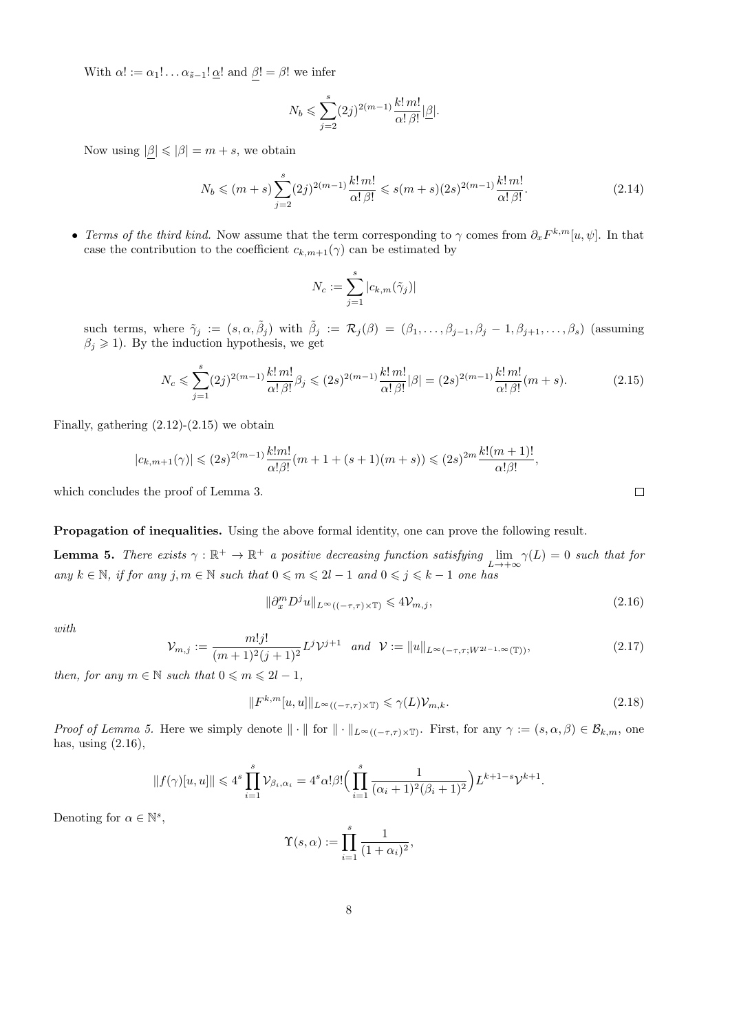With $\alpha! := \alpha_1! \dots \alpha_{\tilde{s}-1}! \, \underline{\alpha}!$ and $\underline{\beta}! = \beta!$ we infer

$$N_b \leqslant \sum_{j=2}^{s} (2j)^{2(m-1)} \frac{k! \, m!}{\alpha! \, \beta!} |\underline{\beta}|.$$

Now using $|\underline{\beta}| \leqslant |\beta| = m + s$, we obtain

$$N_b \leqslant (m+s) \sum_{j=2}^{s} (2j)^{2(m-1)} \frac{k! \, m!}{\alpha! \, \beta!} \leqslant s(m+s)(2s)^{2(m-1)} \frac{k! \, m!}{\alpha! \, \beta!}. \tag{2.14}$$

- *Terms of the third kind.* Now assume that the term corresponding to $\gamma$ comes from $\partial_x F^{k,m}[u, \psi]$. In that case the contribution to the coefficient $c_{k,m+1}(\gamma)$ can be estimated by

$$N_c := \sum_{j=1}^{s} |c_{k,m}(\tilde{\gamma}_j)|$$

such terms, where $\tilde{\gamma}_j := (s, \alpha, \tilde{\beta}_j)$ with $\tilde{\beta}_j := \mathcal{R}_j(\beta) = (\beta_1, \dots, \beta_{j-1}, \beta_j - 1, \beta_{j+1}, \dots, \beta_s)$ (assuming $\beta_j \geqslant 1$). By the induction hypothesis, we get

$$N_c \leqslant \sum_{j=1}^{s} (2j)^{2(m-1)} \frac{k! \, m!}{\alpha! \, \beta!} \beta_j \leqslant (2s)^{2(m-1)} \frac{k! \, m!}{\alpha! \, \beta!} |\beta| = (2s)^{2(m-1)} \frac{k! \, m!}{\alpha! \, \beta!} (m+s). \tag{2.15}$$

Finally, gathering (2.12)-(2.15) we obtain

$$|c_{k,m+1}(\gamma)| \leqslant (2s)^{2(m-1)} \frac{k! m!}{\alpha! \beta!} (m + 1 + (s+1)(m+s)) \leqslant (2s)^{2m} \frac{k! (m+1)!}{\alpha! \beta!},$$

which concludes the proof of Lemma 3. $\square$

**Propagation of inequalities.** Using the above formal identity, one can prove the following result.

**Lemma 5.** *There exists $\gamma : \mathbb{R}^+ \to \mathbb{R}^+$ a positive decreasing function satisfying $\lim_{L \to +\infty} \gamma(L) = 0$ such that for any $k \in \mathbb{N}$, if for any $j, m \in \mathbb{N}$ such that $0 \leqslant m \leqslant 2l - 1$ and $0 \leqslant j \leqslant k - 1$ one has*

$$\|\partial_x^m D^j u\|_{L^\infty((-\tau,\tau)\times\mathbb{T})} \leqslant 4 \mathcal{V}_{m,j}, \tag{2.16}$$

*with*

$$\mathcal{V}_{m,j} := \frac{m! j!}{(m+1)^2 (j+1)^2} L^j \mathcal{V}^{j+1} \quad \text{and} \quad \mathcal{V} := \|u\|_{L^\infty(-\tau,\tau; W^{2l-1,\infty}(\mathbb{T}))}, \tag{2.17}$$

*then, for any $m \in \mathbb{N}$ such that $0 \leqslant m \leqslant 2l - 1$,*

$$\|F^{k,m}[u,u]\|_{L^\infty((-\tau,\tau)\times\mathbb{T})} \leqslant \gamma(L) \mathcal{V}_{m,k}. \tag{2.18}$$

*Proof of Lemma 5.* Here we simply denote $\|\cdot\|$ for $\|\cdot\|_{L^\infty((-\tau,\tau)\times\mathbb{T})}$. First, for any $\gamma := (s, \alpha, \beta) \in \mathcal{B}_{k,m}$, one has, using (2.16),

$$\|f(\gamma)[u,u]\| \leqslant 4^s \prod_{i=1}^{s} \mathcal{V}_{\beta_i, \alpha_i} = 4^s \alpha! \beta! \Big( \prod_{i=1}^{s} \frac{1}{(\alpha_i + 1)^2 (\beta_i + 1)^2} \Big) L^{k+1-s} \mathcal{V}^{k+1}.$$

Denoting for $\alpha \in \mathbb{N}^s$,

$$\Upsilon(s, \alpha) := \prod_{i=1}^{s} \frac{1}{(1 + \alpha_i)^2},$$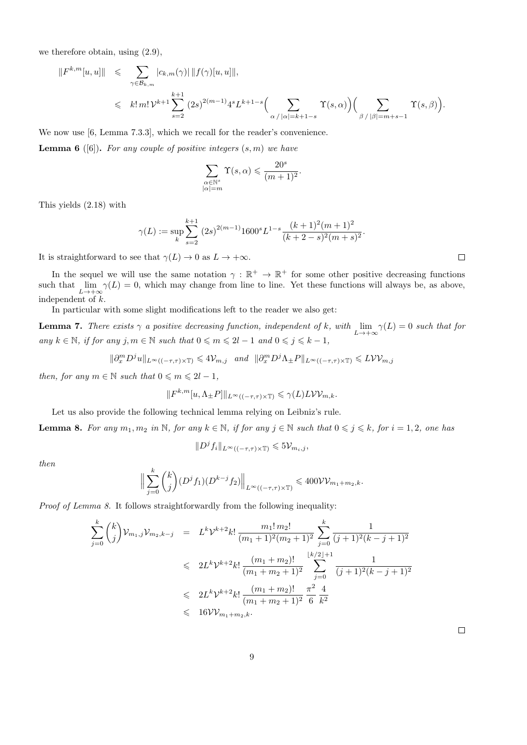we therefore obtain, using (2.9),

$$
\begin{aligned}
\|F^{k,m}[u,u]\| &\leqslant \sum_{\gamma \in \mathcal{B}_{k,m}} |c_{k,m}(\gamma)| \, \|f(\gamma)[u,u]\|, \\
&\leqslant k!\, m!\, \mathcal{V}^{k+1} \sum_{s=2}^{k+1} (2s)^{2(m-1)} 4^s L^{k+1-s} \Big( \sum_{\alpha \,/\, |\alpha| = k+1-s} \Upsilon(s,\alpha) \Big) \Big( \sum_{\beta \,/\, |\beta| = m+s-1} \Upsilon(s,\beta) \Big).
\end{aligned}
$$

We now use [6, Lemma 7.3.3], which we recall for the reader's convenience.

**Lemma 6** ([6]). *For any couple of positive integers $(s,m)$ we have*

$$
\sum_{\substack{\alpha \in \mathbb{N}^s \\ |\alpha| = m}} \Upsilon(s,\alpha) \leqslant \frac{20^s}{(m+1)^2}.
$$

This yields (2.18) with

$$
\gamma(L) := \sup_k \sum_{s=2}^{k+1} (2s)^{2(m-1)} 1600^s L^{1-s} \frac{(k+1)^2 (m+1)^2}{(k+2-s)^2 (m+s)^2}.
$$

It is straightforward to see that $\gamma(L) \to 0$ as $L \to +\infty$. $\square$

In the sequel we will use the same notation $\gamma : \mathbb{R}^+ \to \mathbb{R}^+$ for some other positive decreasing functions such that $\lim_{L \to +\infty} \gamma(L) = 0$, which may change from line to line. Yet these functions will always be, as above, independent of $k$.

In particular with some slight modifications left to the reader we also get:

**Lemma 7.** *There exists $\gamma$ a positive decreasing function, independent of $k$, with $\lim_{L \to +\infty} \gamma(L) = 0$ such that for any $k \in \mathbb{N}$, if for any $j, m \in \mathbb{N}$ such that $0 \leqslant m \leqslant 2l-1$ and $0 \leqslant j \leqslant k-1$,*

$$
\|\partial_x^m D^j u\|_{L^\infty((-\tau,\tau)\times\mathbb{T})} \leqslant 4\mathcal{V}_{m,j} \quad \text{and} \quad \|\partial_x^m D^j \Lambda_\pm P\|_{L^\infty((-\tau,\tau)\times\mathbb{T})} \leqslant L\mathcal{V}\mathcal{V}_{m,j}
$$

*then, for any $m \in \mathbb{N}$ such that $0 \leqslant m \leqslant 2l-1$,*

$$
\|F^{k,m}[u, \Lambda_\pm P]\|_{L^\infty((-\tau,\tau)\times\mathbb{T})} \leqslant \gamma(L) L \mathcal{V}\mathcal{V}_{m,k}.
$$

Let us also provide the following technical lemma relying on Leibniz's rule.

**Lemma 8.** *For any $m_1, m_2$ in $\mathbb{N}$, for any $k \in \mathbb{N}$, if for any $j \in \mathbb{N}$ such that $0 \leqslant j \leqslant k$, for $i = 1, 2$, one has*

$$
\|D^j f_i\|_{L^\infty((-\tau,\tau)\times\mathbb{T})} \leqslant 5\mathcal{V}_{m_i,j},
$$

*then*

$$
\Big\| \sum_{j=0}^k \binom{k}{j} (D^j f_1)(D^{k-j} f_2) \Big\|_{L^\infty((-\tau,\tau)\times\mathbb{T})} \leqslant 400 \mathcal{V}\mathcal{V}_{m_1+m_2,k}.
$$

*Proof of Lemma 8.* It follows straightforwardly from the following inequality:

$$
\begin{aligned}
\sum_{j=0}^k \binom{k}{j} \mathcal{V}_{m_1,j} \mathcal{V}_{m_2,k-j} &= L^k \mathcal{V}^{k+2} k! \, \frac{m_1!\, m_2!}{(m_1+1)^2 (m_2+1)^2} \sum_{j=0}^k \frac{1}{(j+1)^2 (k-j+1)^2} \\
&\leqslant 2 L^k \mathcal{V}^{k+2} k! \, \frac{(m_1+m_2)!}{(m_1+m_2+1)^2} \sum_{j=0}^{\lfloor k/2 \rfloor + 1} \frac{1}{(j+1)^2 (k-j+1)^2} \\
&\leqslant 2 L^k \mathcal{V}^{k+2} k! \, \frac{(m_1+m_2)!}{(m_1+m_2+1)^2} \, \frac{\pi^2}{6} \, \frac{4}{k^2} \\
&\leqslant 16 \mathcal{V}\mathcal{V}_{m_1+m_2,k}.
\end{aligned}
$$

$\square$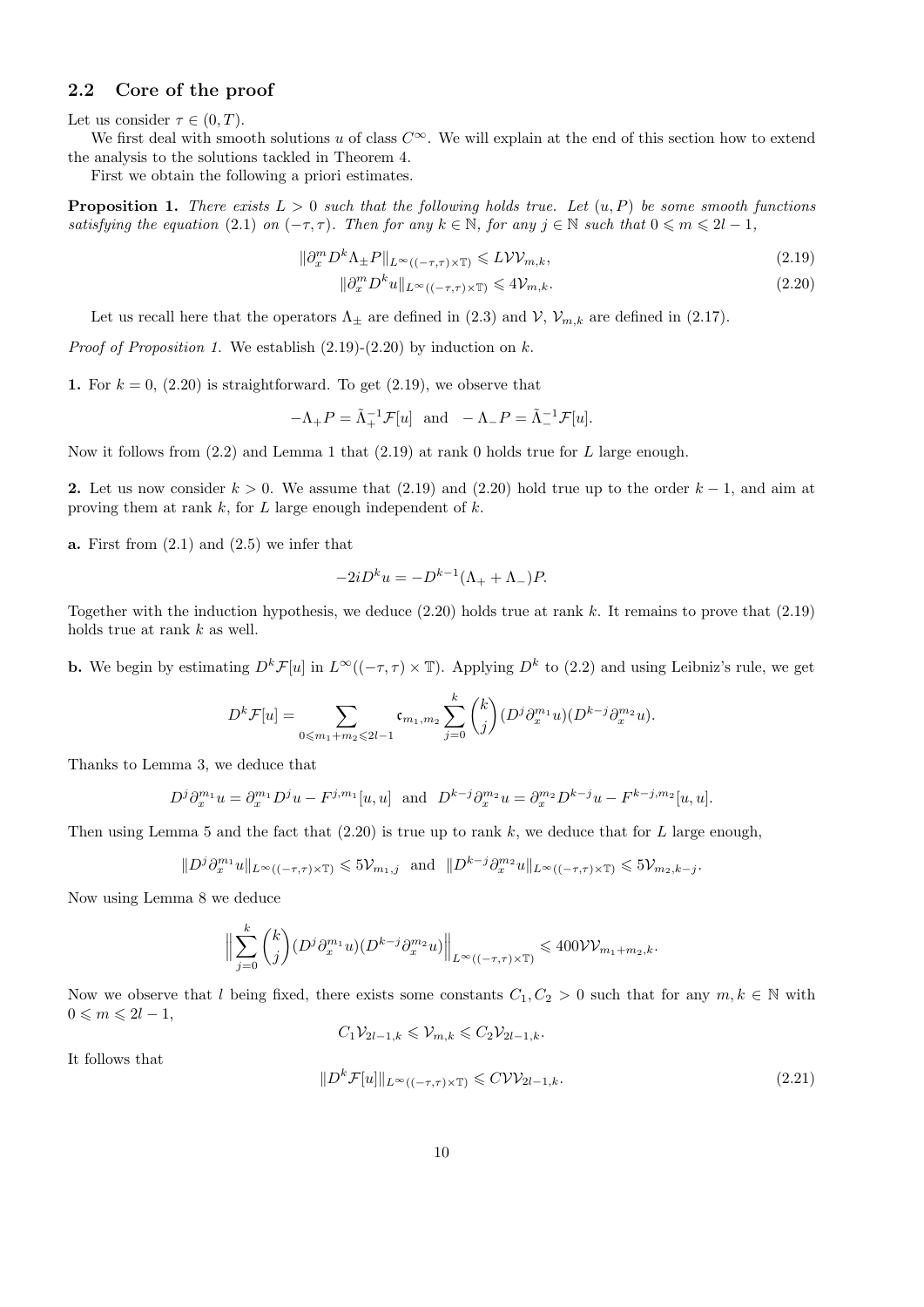## 2.2 Core of the proof

Let us consider $\tau \in (0,T)$.

We first deal with smooth solutions $u$ of class $C^\infty$. We will explain at the end of this section how to extend the analysis to the solutions tackled in Theorem 4.

First we obtain the following a priori estimates.

**Proposition 1.** *There exists $L > 0$ such that the following holds true. Let $(u, P)$ be some smooth functions satisfying the equation (2.1) on $(-\tau, \tau)$. Then for any $k \in \mathbb{N}$, for any $j \in \mathbb{N}$ such that $0 \leqslant m \leqslant 2l-1$,*

$$\|\partial_x^m D^k \Lambda_\pm P\|_{L^\infty((-\tau,\tau)\times\mathbb{T})} \leqslant L\mathcal{V}\mathcal{V}_{m,k}, \tag{2.19}$$

$$\|\partial_x^m D^k u\|_{L^\infty((-\tau,\tau)\times\mathbb{T})} \leqslant 4\mathcal{V}_{m,k}. \tag{2.20}$$

Let us recall here that the operators $\Lambda_\pm$ are defined in (2.3) and $\mathcal{V}$, $\mathcal{V}_{m,k}$ are defined in (2.17).

*Proof of Proposition 1.* We establish (2.19)-(2.20) by induction on $k$.

**1.** For $k = 0$, (2.20) is straightforward. To get (2.19), we observe that

$$-\Lambda_+ P = \tilde{\Lambda}_+^{-1}\mathcal{F}[u] \quad \text{and} \quad -\Lambda_- P = \tilde{\Lambda}_-^{-1}\mathcal{F}[u].$$

Now it follows from (2.2) and Lemma 1 that (2.19) at rank 0 holds true for $L$ large enough.

**2.** Let us now consider $k > 0$. We assume that (2.19) and (2.20) hold true up to the order $k-1$, and aim at proving them at rank $k$, for $L$ large enough independent of $k$.

**a.** First from (2.1) and (2.5) we infer that

$$-2iD^k u = -D^{k-1}(\Lambda_+ + \Lambda_-)P.$$

Together with the induction hypothesis, we deduce (2.20) holds true at rank $k$. It remains to prove that (2.19) holds true at rank $k$ as well.

**b.** We begin by estimating $D^k\mathcal{F}[u]$ in $L^\infty((-\tau,\tau)\times\mathbb{T})$. Applying $D^k$ to (2.2) and using Leibniz's rule, we get

$$D^k\mathcal{F}[u] = \sum_{0\leqslant m_1+m_2\leqslant 2l-1} \mathfrak{c}_{m_1,m_2} \sum_{j=0}^{k} \binom{k}{j} (D^j\partial_x^{m_1}u)(D^{k-j}\partial_x^{m_2}u).$$

Thanks to Lemma 3, we deduce that

$$D^j\partial_x^{m_1}u = \partial_x^{m_1}D^j u - F^{j,m_1}[u,u] \quad \text{and} \quad D^{k-j}\partial_x^{m_2}u = \partial_x^{m_2}D^{k-j}u - F^{k-j,m_2}[u,u].$$

Then using Lemma 5 and the fact that (2.20) is true up to rank $k$, we deduce that for $L$ large enough,

$$\|D^j\partial_x^{m_1}u\|_{L^\infty((-\tau,\tau)\times\mathbb{T})} \leqslant 5\mathcal{V}_{m_1,j} \quad \text{and} \quad \|D^{k-j}\partial_x^{m_2}u\|_{L^\infty((-\tau,\tau)\times\mathbb{T})} \leqslant 5\mathcal{V}_{m_2,k-j}.$$

Now using Lemma 8 we deduce

$$\Big\| \sum_{j=0}^{k} \binom{k}{j} (D^j\partial_x^{m_1}u)(D^{k-j}\partial_x^{m_2}u) \Big\|_{L^\infty((-\tau,\tau)\times\mathbb{T})} \leqslant 400\mathcal{V}\mathcal{V}_{m_1+m_2,k}.$$

Now we observe that $l$ being fixed, there exists some constants $C_1, C_2 > 0$ such that for any $m, k \in \mathbb{N}$ with $0 \leqslant m \leqslant 2l-1$,

$$C_1\mathcal{V}_{2l-1,k} \leqslant \mathcal{V}_{m,k} \leqslant C_2\mathcal{V}_{2l-1,k}.$$

It follows that

$$\|D^k\mathcal{F}[u]\|_{L^\infty((-\tau,\tau)\times\mathbb{T})} \leqslant C\mathcal{V}\mathcal{V}_{2l-1,k}. \tag{2.21}$$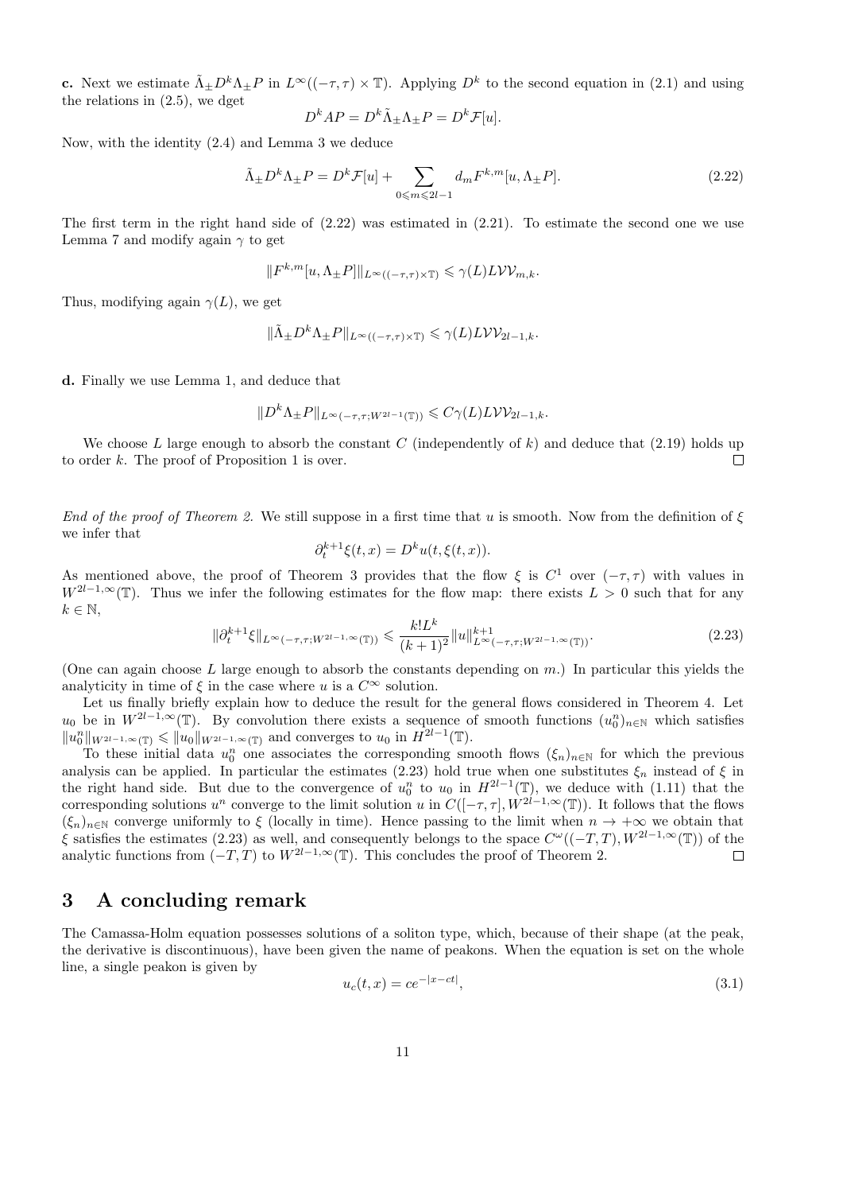**c.** Next we estimate $\tilde{\Lambda}_\pm D^k \Lambda_\pm P$ in $L^\infty((-\tau,\tau)\times\mathbb{T})$. Applying $D^k$ to the second equation in (2.1) and using the relations in (2.5), we dget

$$
D^k AP = D^k \tilde{\Lambda}_\pm \Lambda_\pm P = D^k \mathcal{F}[u].
$$

Now, with the identity (2.4) and Lemma 3 we deduce

$$
\tilde{\Lambda}_\pm D^k \Lambda_\pm P = D^k \mathcal{F}[u] + \sum_{0\leqslant m \leqslant 2l-1} d_m F^{k,m}[u, \Lambda_\pm P]. \tag{2.22}
$$

The first term in the right hand side of (2.22) was estimated in (2.21). To estimate the second one we use Lemma 7 and modify again $\gamma$ to get

$$
\| F^{k,m}[u,\Lambda_\pm P] \|_{L^\infty((-\tau,\tau)\times\mathbb{T})} \leqslant \gamma(L) L \mathcal{V}\mathcal{V}_{m,k}.
$$

Thus, modifying again $\gamma(L)$, we get

$$
\| \tilde{\Lambda}_\pm D^k \Lambda_\pm P \|_{L^\infty((-\tau,\tau)\times\mathbb{T})} \leqslant \gamma(L) L \mathcal{V}\mathcal{V}_{2l-1,k}.
$$

**d.** Finally we use Lemma 1, and deduce that

$$
\| D^k \Lambda_\pm P \|_{L^\infty(-\tau,\tau;W^{2l-1}(\mathbb{T}))} \leqslant C\gamma(L) L \mathcal{V}\mathcal{V}_{2l-1,k}.
$$

We choose $L$ large enough to absorb the constant $C$ (independently of $k$) and deduce that (2.19) holds up to order $k$. The proof of Proposition 1 is over. $\square$

*End of the proof of Theorem 2.* We still suppose in a first time that $u$ is smooth. Now from the definition of $\xi$ we infer that

$$
\partial_t^{k+1} \xi(t,x) = D^k u(t, \xi(t,x)).
$$

As mentioned above, the proof of Theorem 3 provides that the flow $\xi$ is $C^1$ over $(-\tau,\tau)$ with values in $W^{2l-1,\infty}(\mathbb{T})$. Thus we infer the following estimates for the flow map: there exists $L > 0$ such that for any $k \in \mathbb{N}$,

$$
\| \partial_t^{k+1} \xi \|_{L^\infty(-\tau,\tau;W^{2l-1,\infty}(\mathbb{T}))} \leqslant \frac{k! L^k}{(k+1)^2} \| u \|^{k+1}_{L^\infty(-\tau,\tau;W^{2l-1,\infty}(\mathbb{T}))}. \tag{2.23}
$$

(One can again choose $L$ large enough to absorb the constants depending on $m$.) In particular this yields the analyticity in time of $\xi$ in the case where $u$ is a $C^\infty$ solution.

Let us finally briefly explain how to deduce the result for the general flows considered in Theorem 4. Let $u_0$ be in $W^{2l-1,\infty}(\mathbb{T})$. By convolution there exists a sequence of smooth functions $(u_0^n)_{n\in\mathbb{N}}$ which satisfies $\|u_0^n\|_{W^{2l-1,\infty}(\mathbb{T})} \leqslant \|u_0\|_{W^{2l-1,\infty}(\mathbb{T})}$ and converges to $u_0$ in $H^{2l-1}(\mathbb{T})$.

To these initial data $u_0^n$ one associates the corresponding smooth flows $(\xi_n)_{n\in\mathbb{N}}$ for which the previous analysis can be applied. In particular the estimates (2.23) hold true when one substitutes $\xi_n$ instead of $\xi$ in the right hand side. But due to the convergence of $u_0^n$ to $u_0$ in $H^{2l-1}(\mathbb{T})$, we deduce with (1.11) that the corresponding solutions $u^n$ converge to the limit solution $u$ in $C([-\tau,\tau], W^{2l-1,\infty}(\mathbb{T}))$. It follows that the flows $(\xi_n)_{n\in\mathbb{N}}$ converge uniformly to $\xi$ (locally in time). Hence passing to the limit when $n \to +\infty$ we obtain that $\xi$ satisfies the estimates (2.23) as well, and consequently belongs to the space $C^\omega((-T,T), W^{2l-1,\infty}(\mathbb{T}))$ of the analytic functions from $(-T,T)$ to $W^{2l-1,\infty}(\mathbb{T})$. This concludes the proof of Theorem 2. $\square$

## 3 A concluding remark

The Camassa-Holm equation possesses solutions of a soliton type, which, because of their shape (at the peak, the derivative is discontinuous), have been given the name of peakons. When the equation is set on the whole line, a single peakon is given by

$$
u_c(t,x) = ce^{-|x-ct|}, \tag{3.1}
$$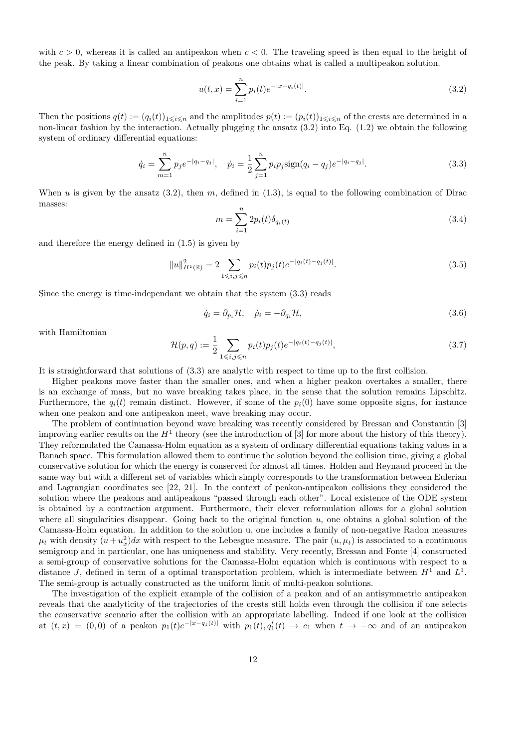with $c > 0$, whereas it is called an antipeakon when $c < 0$. The traveling speed is then equal to the height of the peak. By taking a linear combination of peakons one obtains what is called a multipeakon solution.

$$u(t,x) = \sum_{i=1}^{n} p_i(t) e^{-|x-q_i(t)|}. \tag{3.2}$$

Then the positions $q(t) := (q_i(t))_{1 \leqslant i \leqslant n}$ and the amplitudes $p(t) := (p_i(t))_{1 \leqslant i \leqslant n}$ of the crests are determined in a non-linear fashion by the interaction. Actually plugging the ansatz (3.2) into Eq. (1.2) we obtain the following system of ordinary differential equations:

$$\dot{q}_i = \sum_{m=1}^{n} p_j e^{-|q_i - q_j|}, \quad \dot{p}_i = \frac{1}{2} \sum_{j=1}^{n} p_i p_j \text{sign}(q_i - q_j) e^{-|q_i - q_j|}. \tag{3.3}$$

When $u$ is given by the ansatz (3.2), then $m$, defined in (1.3), is equal to the following combination of Dirac masses:

$$m = \sum_{i=1}^{n} 2 p_i(t) \delta_{q_i(t)} \tag{3.4}$$

and therefore the energy defined in (1.5) is given by

$$\|u\|^2_{H^1(\mathbb{R})} = 2 \sum_{1 \leqslant i,j \leqslant n} p_i(t) p_j(t) e^{-|q_i(t) - q_j(t)|}. \tag{3.5}$$

Since the energy is time-independant we obtain that the system (3.3) reads

$$\dot{q}_i = \partial_{p_i} \mathcal{H}, \quad \dot{p}_i = -\partial_{q_i} \mathcal{H}, \tag{3.6}$$

with Hamiltonian

$$\mathcal{H}(p,q) := \frac{1}{2} \sum_{1 \leqslant i,j \leqslant n} p_i(t) p_j(t) e^{-|q_i(t) - q_j(t)|}, \tag{3.7}$$

It is straightforward that solutions of (3.3) are analytic with respect to time up to the first collision.

Higher peakons move faster than the smaller ones, and when a higher peakon overtakes a smaller, there is an exchange of mass, but no wave breaking takes place, in the sense that the solution remains Lipschitz. Furthermore, the $q_i(t)$ remain distinct. However, if some of the $p_i(0)$ have some opposite signs, for instance when one peakon and one antipeakon meet, wave breaking may occur.

The problem of continuation beyond wave breaking was recently considered by Bressan and Constantin [3] improving earlier results on the $H^1$ theory (see the introduction of [3] for more about the history of this theory). They reformulated the Camassa-Holm equation as a system of ordinary differential equations taking values in a Banach space. This formulation allowed them to continue the solution beyond the collision time, giving a global conservative solution for which the energy is conserved for almost all times. Holden and Reynaud proceed in the same way but with a different set of variables which simply corresponds to the transformation between Eulerian and Lagrangian coordinates see [22, 21]. In the context of peakon-antipeakon collisions they considered the solution where the peakons and antipeakons "passed through each other". Local existence of the ODE system is obtained by a contraction argument. Furthermore, their clever reformulation allows for a global solution where all singularities disappear. Going back to the original function $u$, one obtains a global solution of the Camassa-Holm equation. In addition to the solution u, one includes a family of non-negative Radon measures $\mu_t$ with density $(u + u_x^2)dx$ with respect to the Lebesgue measure. The pair $(u, \mu_t)$ is associated to a continuous semigroup and in particular, one has uniqueness and stability. Very recently, Bressan and Fonte [4] constructed a semi-group of conservative solutions for the Camassa-Holm equation which is continuous with respect to a distance $J$, defined in term of a optimal transportation problem, which is intermediate between $H^1$ and $L^1$. The semi-group is actually constructed as the uniform limit of multi-peakon solutions.

The investigation of the explicit example of the collision of a peakon and of an antisymmetric antipeakon reveals that the analyticity of the trajectories of the crests still holds even through the collision if one selects the conservative scenario after the collision with an appropriate labelling. Indeed if one look at the collision at $(t, x) = (0, 0)$ of a peakon $p_1(t) e^{-|x-q_1(t)|}$ with $p_1(t), q_1'(t) \to c_1$ when $t \to -\infty$ and of an antipeakon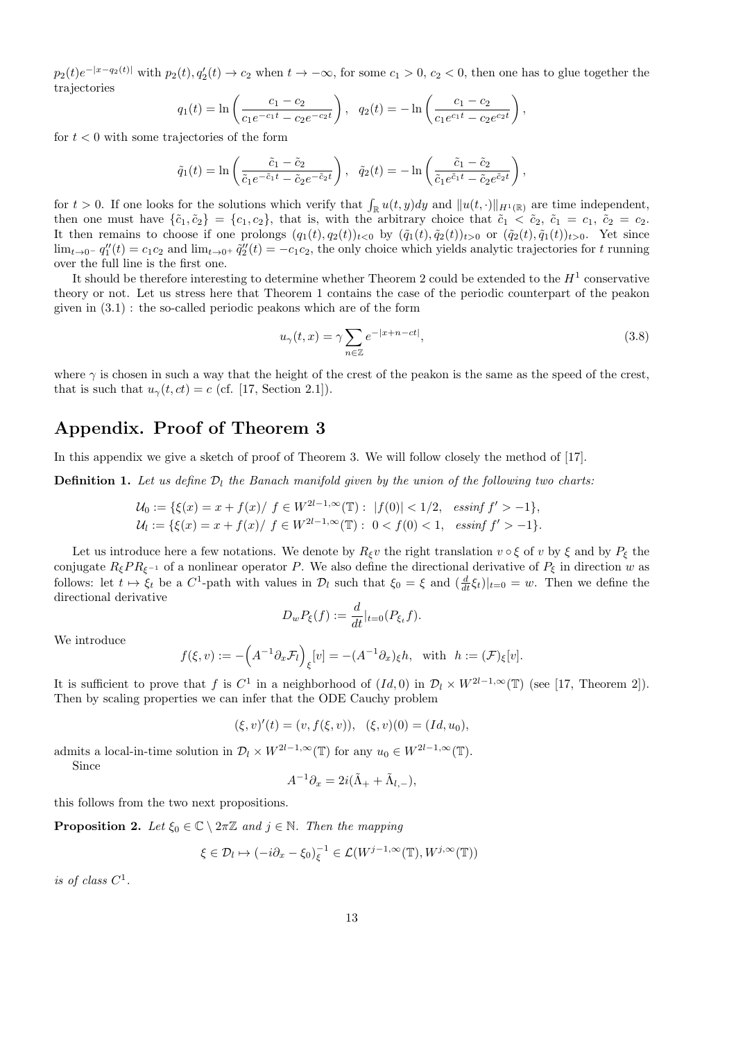$p_2(t)e^{-|x-q_2(t)|}$ with $p_2(t), q_2'(t) \to c_2$ when $t \to -\infty$, for some $c_1 > 0$, $c_2 < 0$, then one has to glue together the trajectories

$$q_1(t) = \ln\left(\frac{c_1 - c_2}{c_1 e^{-c_1 t} - c_2 e^{-c_2 t}}\right), \quad q_2(t) = -\ln\left(\frac{c_1 - c_2}{c_1 e^{c_1 t} - c_2 e^{c_2 t}}\right),$$

for $t < 0$ with some trajectories of the form

$$\tilde{q}_1(t) = \ln\left(\frac{\tilde{c}_1 - \tilde{c}_2}{\tilde{c}_1 e^{-\tilde{c}_1 t} - \tilde{c}_2 e^{-\tilde{c}_2 t}}\right), \quad \tilde{q}_2(t) = -\ln\left(\frac{\tilde{c}_1 - \tilde{c}_2}{\tilde{c}_1 e^{\tilde{c}_1 t} - \tilde{c}_2 e^{\tilde{c}_2 t}}\right),$$

for $t > 0$. If one looks for the solutions which verify that $\int_{\mathbb{R}} u(t,y)dy$ and $\|u(t,\cdot)\|_{H^1(\mathbb{R})}$ are time independent, then one must have $\{\tilde{c}_1, \tilde{c}_2\} = \{c_1, c_2\}$, that is, with the arbitrary choice that $\tilde{c}_1 < \tilde{c}_2$, $\tilde{c}_1 = c_1$, $\tilde{c}_2 = c_2$. It then remains to choose if one prolongs $(q_1(t), q_2(t))_{t<0}$ by $(\tilde{q}_1(t), \tilde{q}_2(t))_{t>0}$ or $(\tilde{q}_2(t), \tilde{q}_1(t))_{t>0}$. Yet since $\lim_{t\to 0^-} q_1''(t) = c_1 c_2$ and $\lim_{t \to 0^+} \tilde{q}_2''(t) = -c_1 c_2$, the only choice which yields analytic trajectories for $t$ running over the full line is the first one.

It should be therefore interesting to determine whether Theorem 2 could be extended to the $H^1$ conservative theory or not. Let us stress here that Theorem 1 contains the case of the periodic counterpart of the peakon given in (3.1) : the so-called periodic peakons which are of the form

$$u_\gamma(t,x) = \gamma \sum_{n\in\mathbb{Z}} e^{-|x+n-ct|}, \tag{3.8}$$

where $\gamma$ is chosen in such a way that the height of the crest of the peakon is the same as the speed of the crest, that is such that $u_\gamma(t, ct) = c$ (cf. [17, Section 2.1]).

## Appendix. Proof of Theorem 3

In this appendix we give a sketch of proof of Theorem 3. We will follow closely the method of [17].

**Definition 1.** *Let us define $\mathcal{D}_l$ the Banach manifold given by the union of the following two charts:*

$$\mathcal{U}_0 := \{\xi(x) = x + f(x) / \ f \in W^{2l-1,\infty}(\mathbb{T}) : \ |f(0)| < 1/2, \quad essinf\ f' > -1\},$$
$$\mathcal{U}_l := \{\xi(x) = x + f(x) / \ f \in W^{2l-1,\infty}(\mathbb{T}) : \ 0 < f(0) < 1, \quad essinf\ f' > -1\}.$$

Let us introduce here a few notations. We denote by $R_\xi v$ the right translation $v \circ \xi$ of $v$ by $\xi$ and by $P_\xi$ the conjugate $R_\xi P R_{\xi^{-1}}$ of a nonlinear operator $P$. We also define the directional derivative of $P_\xi$ in direction $w$ as follows: let $t \mapsto \xi_t$ be a $C^1$-path with values in $\mathcal{D}_l$ such that $\xi_0 = \xi$ and $(\frac{d}{dt}\xi_t)|_{t=0} = w$. Then we define the directional derivative

$$D_w P_\xi(f) := \frac{d}{dt}|_{t=0}(P_{\xi_t} f).$$

We introduce

$$f(\xi, v) := -\Big(A^{-1}\partial_x \mathcal{F}_l\Big)_\xi [v] = -(A^{-1}\partial_x)_\xi h, \quad \text{with} \quad h := (\mathcal{F})_\xi[v].$$

It is sufficient to prove that $f$ is $C^1$ in a neighborhood of $(Id, 0)$ in $\mathcal{D}_l \times W^{2l-1,\infty}(\mathbb{T})$ (see [17, Theorem 2]). Then by scaling properties we can infer that the ODE Cauchy problem

$$(\xi, v)'(t) = (v, f(\xi, v)), \quad (\xi, v)(0) = (Id, u_0),$$

admits a local-in-time solution in $\mathcal{D}_l \times W^{2l-1,\infty}(\mathbb{T})$ for any $u_0 \in W^{2l-1,\infty}(\mathbb{T})$.

Since

$$A^{-1}\partial_x = 2i(\tilde{\Lambda}_+ + \tilde{\Lambda}_{l,-}),$$

this follows from the two next propositions.

**Proposition 2.** *Let $\xi_0 \in \mathbb{C} \setminus 2\pi\mathbb{Z}$ and $j \in \mathbb{N}$. Then the mapping*

$$\xi \in \mathcal{D}_l \mapsto (-i\partial_x - \xi_0)^{-1}_\xi \in \mathcal{L}(W^{j-1,\infty}(\mathbb{T}), W^{j,\infty}(\mathbb{T}))$$

*is of class $C^1$.*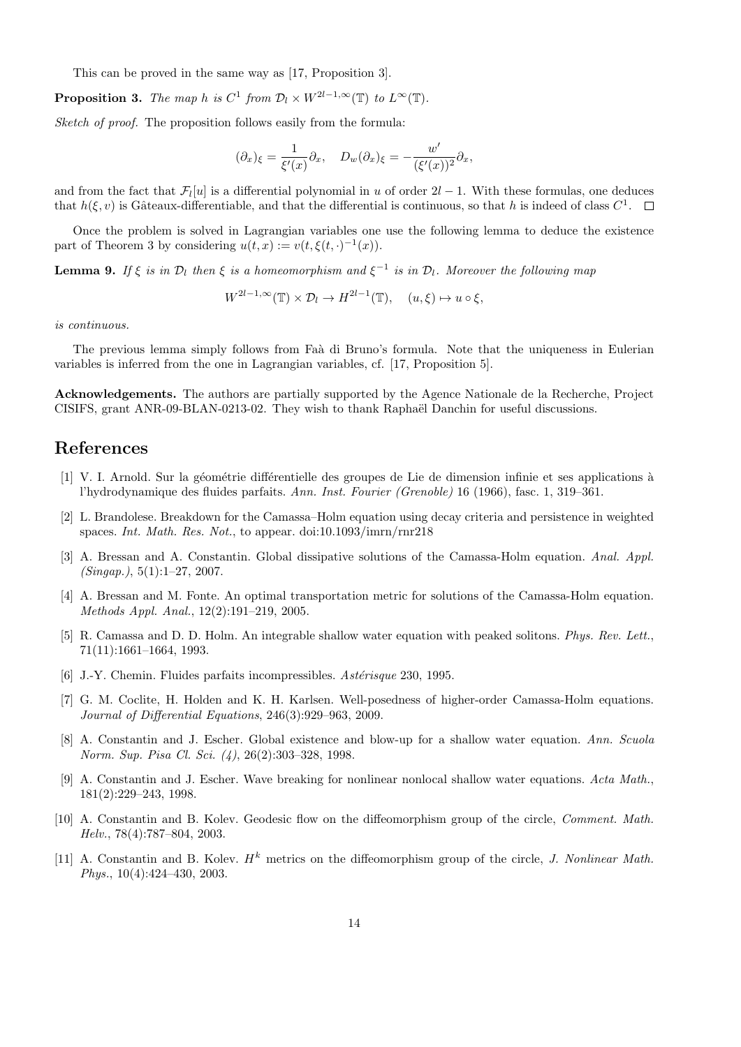This can be proved in the same way as [17, Proposition 3].

**Proposition 3.** *The map $h$ is $C^1$ from $\mathcal{D}_l \times W^{2l-1,\infty}(\mathbb{T})$ to $L^\infty(\mathbb{T})$.*

*Sketch of proof.* The proposition follows easily from the formula:

$$(\partial_x)_\xi = \frac{1}{\xi'(x)}\partial_x, \quad D_w(\partial_x)_\xi = -\frac{w'}{(\xi'(x))^2}\partial_x,$$

and from the fact that $\mathcal{F}_l[u]$ is a differential polynomial in $u$ of order $2l-1$. With these formulas, one deduces that $h(\xi, v)$ is Gâteaux-differentiable, and that the differential is continuous, so that $h$ is indeed of class $C^1$. □

Once the problem is solved in Lagrangian variables one use the following lemma to deduce the existence part of Theorem 3 by considering $u(t,x) := v(t, \xi(t,\cdot)^{-1}(x))$.

**Lemma 9.** *If $\xi$ is in $\mathcal{D}_l$ then $\xi$ is a homeomorphism and $\xi^{-1}$ is in $\mathcal{D}_l$. Moreover the following map*

$$W^{2l-1,\infty}(\mathbb{T}) \times \mathcal{D}_l \to H^{2l-1}(\mathbb{T}), \quad (u, \xi) \mapsto u \circ \xi,$$

*is continuous.*

The previous lemma simply follows from Faà di Bruno's formula. Note that the uniqueness in Eulerian variables is inferred from the one in Lagrangian variables, cf. [17, Proposition 5].

**Acknowledgements.** The authors are partially supported by the Agence Nationale de la Recherche, Project CISIFS, grant ANR-09-BLAN-0213-02. They wish to thank Raphaël Danchin for useful discussions.

# References

[1] V. I. Arnold. Sur la géométrie différentielle des groupes de Lie de dimension infinie et ses applications à l'hydrodynamique des fluides parfaits. *Ann. Inst. Fourier (Grenoble)* 16 (1966), fasc. 1, 319–361.

[2] L. Brandolese. Breakdown for the Camassa–Holm equation using decay criteria and persistence in weighted spaces. *Int. Math. Res. Not.*, to appear. doi:10.1093/imrn/rnr218

[3] A. Bressan and A. Constantin. Global dissipative solutions of the Camassa-Holm equation. *Anal. Appl. (Singap.)*, 5(1):1–27, 2007.

[4] A. Bressan and M. Fonte. An optimal transportation metric for solutions of the Camassa-Holm equation. *Methods Appl. Anal.*, 12(2):191–219, 2005.

[5] R. Camassa and D. D. Holm. An integrable shallow water equation with peaked solitons. *Phys. Rev. Lett.*, 71(11):1661–1664, 1993.

[6] J.-Y. Chemin. Fluides parfaits incompressibles. *Astérisque* 230, 1995.

[7] G. M. Coclite, H. Holden and K. H. Karlsen. Well-posedness of higher-order Camassa-Holm equations. *Journal of Differential Equations*, 246(3):929–963, 2009.

[8] A. Constantin and J. Escher. Global existence and blow-up for a shallow water equation. *Ann. Scuola Norm. Sup. Pisa Cl. Sci. (4)*, 26(2):303–328, 1998.

[9] A. Constantin and J. Escher. Wave breaking for nonlinear nonlocal shallow water equations. *Acta Math.*, 181(2):229–243, 1998.

[10] A. Constantin and B. Kolev. Geodesic flow on the diffeomorphism group of the circle, *Comment. Math. Helv.*, 78(4):787–804, 2003.

[11] A. Constantin and B. Kolev. $H^k$ metrics on the diffeomorphism group of the circle, *J. Nonlinear Math. Phys.*, 10(4):424–430, 2003.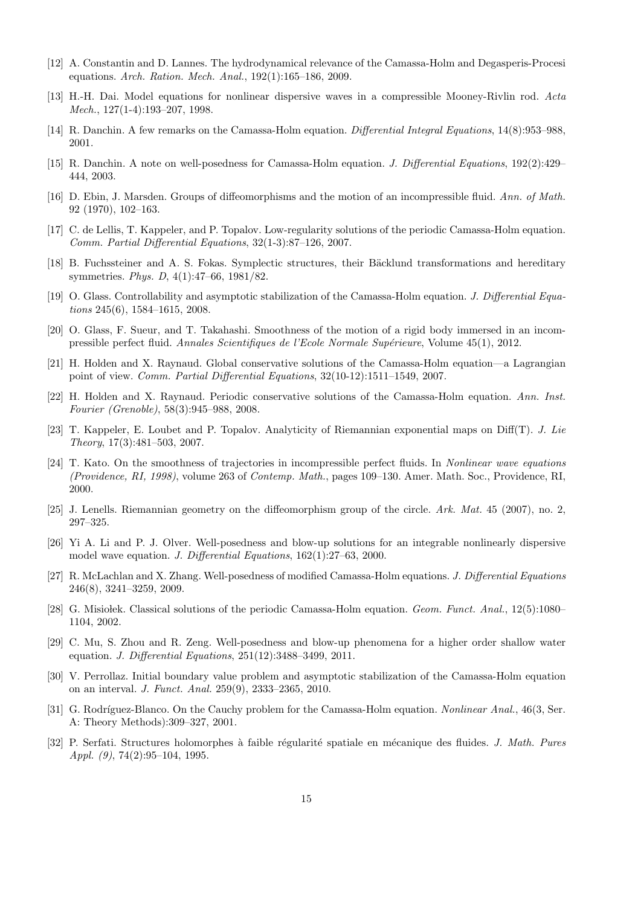[12] A. Constantin and D. Lannes. The hydrodynamical relevance of the Camassa-Holm and Degasperis-Procesi equations. *Arch. Ration. Mech. Anal.*, 192(1):165–186, 2009.

[13] H.-H. Dai. Model equations for nonlinear dispersive waves in a compressible Mooney-Rivlin rod. *Acta Mech.*, 127(1-4):193–207, 1998.

[14] R. Danchin. A few remarks on the Camassa-Holm equation. *Differential Integral Equations*, 14(8):953–988, 2001.

[15] R. Danchin. A note on well-posedness for Camassa-Holm equation. *J. Differential Equations*, 192(2):429–444, 2003.

[16] D. Ebin, J. Marsden. Groups of diffeomorphisms and the motion of an incompressible fluid. *Ann. of Math.* 92 (1970), 102–163.

[17] C. de Lellis, T. Kappeler, and P. Topalov. Low-regularity solutions of the periodic Camassa-Holm equation. *Comm. Partial Differential Equations*, 32(1-3):87–126, 2007.

[18] B. Fuchssteiner and A. S. Fokas. Symplectic structures, their Bäcklund transformations and hereditary symmetries. *Phys. D*, 4(1):47–66, 1981/82.

[19] O. Glass. Controllability and asymptotic stabilization of the Camassa-Holm equation. *J. Differential Equations* 245(6), 1584–1615, 2008.

[20] O. Glass, F. Sueur, and T. Takahashi. Smoothness of the motion of a rigid body immersed in an incompressible perfect fluid. *Annales Scientifiques de l'Ecole Normale Supérieure*, Volume 45(1), 2012.

[21] H. Holden and X. Raynaud. Global conservative solutions of the Camassa-Holm equation—a Lagrangian point of view. *Comm. Partial Differential Equations*, 32(10-12):1511–1549, 2007.

[22] H. Holden and X. Raynaud. Periodic conservative solutions of the Camassa-Holm equation. *Ann. Inst. Fourier (Grenoble)*, 58(3):945–988, 2008.

[23] T. Kappeler, E. Loubet and P. Topalov. Analyticity of Riemannian exponential maps on Diff(T). *J. Lie Theory*, 17(3):481–503, 2007.

[24] T. Kato. On the smoothness of trajectories in incompressible perfect fluids. In *Nonlinear wave equations (Providence, RI, 1998)*, volume 263 of *Contemp. Math.*, pages 109–130. Amer. Math. Soc., Providence, RI, 2000.

[25] J. Lenells. Riemannian geometry on the diffeomorphism group of the circle. *Ark. Mat.* 45 (2007), no. 2, 297–325.

[26] Yi A. Li and P. J. Olver. Well-posedness and blow-up solutions for an integrable nonlinearly dispersive model wave equation. *J. Differential Equations*, 162(1):27–63, 2000.

[27] R. McLachlan and X. Zhang. Well-posedness of modified Camassa-Holm equations. *J. Differential Equations* 246(8), 3241–3259, 2009.

[28] G. Misiołek. Classical solutions of the periodic Camassa-Holm equation. *Geom. Funct. Anal.*, 12(5):1080–1104, 2002.

[29] C. Mu, S. Zhou and R. Zeng. Well-posedness and blow-up phenomena for a higher order shallow water equation. *J. Differential Equations*, 251(12):3488–3499, 2011.

[30] V. Perrollaz. Initial boundary value problem and asymptotic stabilization of the Camassa-Holm equation on an interval. *J. Funct. Anal.* 259(9), 2333–2365, 2010.

[31] G. Rodríguez-Blanco. On the Cauchy problem for the Camassa-Holm equation. *Nonlinear Anal.*, 46(3, Ser. A: Theory Methods):309–327, 2001.

[32] P. Serfati. Structures holomorphes à faible régularité spatiale en mécanique des fluides. *J. Math. Pures Appl. (9)*, 74(2):95–104, 1995.